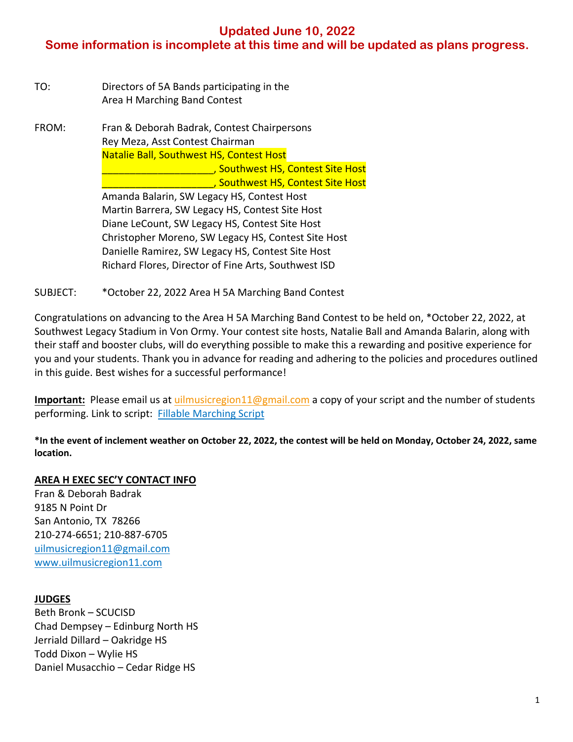**Updated June 10, 2022**
**Some information is incomplete at this time and will be updated as plans progress.**

TO: Directors of 5A Bands participating in the Area H Marching Band Contest

FROM: Fran & Deborah Badrak, Contest Chairpersons
Rey Meza, Asst Contest Chairman
Natalie Ball, Southwest HS, Contest Host
____________________, Southwest HS, Contest Site Host
____________________, Southwest HS, Contest Site Host
Amanda Balarin, SW Legacy HS, Contest Host
Martin Barrera, SW Legacy HS, Contest Site Host
Diane LeCount, SW Legacy HS, Contest Site Host
Christopher Moreno, SW Legacy HS, Contest Site Host
Danielle Ramirez, SW Legacy HS, Contest Site Host
Richard Flores, Director of Fine Arts, Southwest ISD

SUBJECT: *October 22, 2022 Area H 5A Marching Band Contest

Congratulations on advancing to the Area H 5A Marching Band Contest to be held on, *October 22, 2022, at Southwest Legacy Stadium in Von Ormy. Your contest site hosts, Natalie Ball and Amanda Balarin, along with their staff and booster clubs, will do everything possible to make this a rewarding and positive experience for you and your students. Thank you in advance for reading and adhering to the policies and procedures outlined in this guide. Best wishes for a successful performance!

**Important:** Please email us at uilmusicregion11@gmail.com a copy of your script and the number of students performing. Link to script: Fillable Marching Script

**\*In the event of inclement weather on October 22, 2022, the contest will be held on Monday, October 24, 2022, same location.**

**AREA H EXEC SEC'Y CONTACT INFO**

Fran & Deborah Badrak
9185 N Point Dr
San Antonio, TX 78266
210-274-6651; 210-887-6705
uilmusicregion11@gmail.com
www.uilmusicregion11.com

**JUDGES**

Beth Bronk – SCUCISD
Chad Dempsey – Edinburg North HS
Jerriald Dillard – Oakridge HS
Todd Dixon – Wylie HS
Daniel Musacchio – Cedar Ridge HS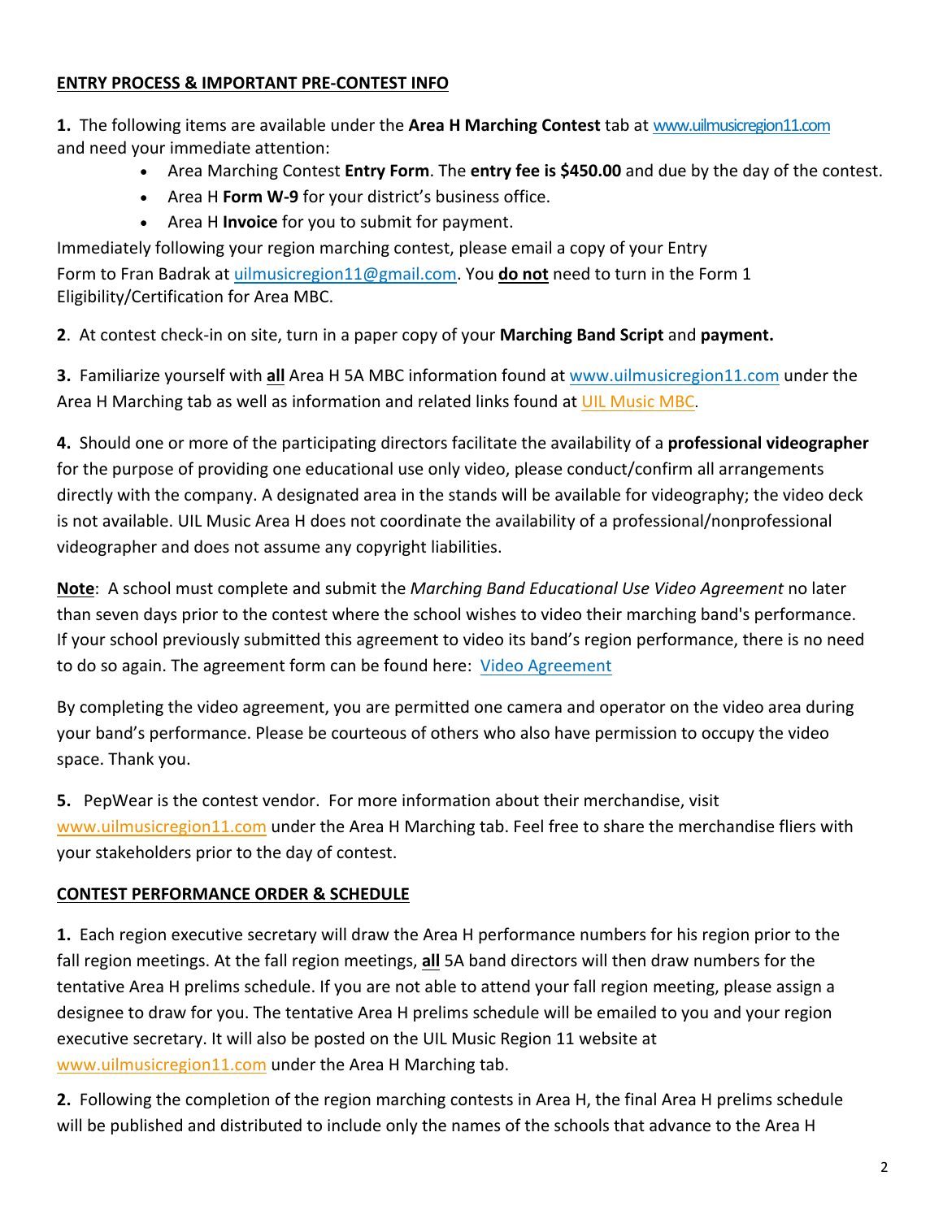**<u>ENTRY PROCESS & IMPORTANT PRE-CONTEST INFO</u>**

**1.** The following items are available under the **Area H Marching Contest** tab at www.uilmusicregion11.com and need your immediate attention:

- Area Marching Contest **Entry Form**. The **entry fee is $450.00** and due by the day of the contest.
- Area H **Form W-9** for your district's business office.
- Area H **Invoice** for you to submit for payment.

Immediately following your region marching contest, please email a copy of your Entry Form to Fran Badrak at uilmusicregion11@gmail.com. You **<u>do not</u>** need to turn in the Form 1 Eligibility/Certification for Area MBC.

**2**. At contest check-in on site, turn in a paper copy of your **Marching Band Script** and **payment.**

**3.** Familiarize yourself with **<u>all</u>** Area H 5A MBC information found at www.uilmusicregion11.com under the Area H Marching tab as well as information and related links found at UIL Music MBC.

**4.** Should one or more of the participating directors facilitate the availability of a **professional videographer** for the purpose of providing one educational use only video, please conduct/confirm all arrangements directly with the company. A designated area in the stands will be available for videography; the video deck is not available. UIL Music Area H does not coordinate the availability of a professional/nonprofessional videographer and does not assume any copyright liabilities.

**<u>Note</u>**: A school must complete and submit the *Marching Band Educational Use Video Agreement* no later than seven days prior to the contest where the school wishes to video their marching band's performance. If your school previously submitted this agreement to video its band's region performance, there is no need to do so again. The agreement form can be found here: Video Agreement

By completing the video agreement, you are permitted one camera and operator on the video area during your band's performance. Please be courteous of others who also have permission to occupy the video space. Thank you.

**5.** PepWear is the contest vendor. For more information about their merchandise, visit www.uilmusicregion11.com under the Area H Marching tab. Feel free to share the merchandise fliers with your stakeholders prior to the day of contest.

**<u>CONTEST PERFORMANCE ORDER & SCHEDULE</u>**

**1.** Each region executive secretary will draw the Area H performance numbers for his region prior to the fall region meetings. At the fall region meetings, **<u>all</u>** 5A band directors will then draw numbers for the tentative Area H prelims schedule. If you are not able to attend your fall region meeting, please assign a designee to draw for you. The tentative Area H prelims schedule will be emailed to you and your region executive secretary. It will also be posted on the UIL Music Region 11 website at www.uilmusicregion11.com under the Area H Marching tab.

**2.** Following the completion of the region marching contests in Area H, the final Area H prelims schedule will be published and distributed to include only the names of the schools that advance to the Area H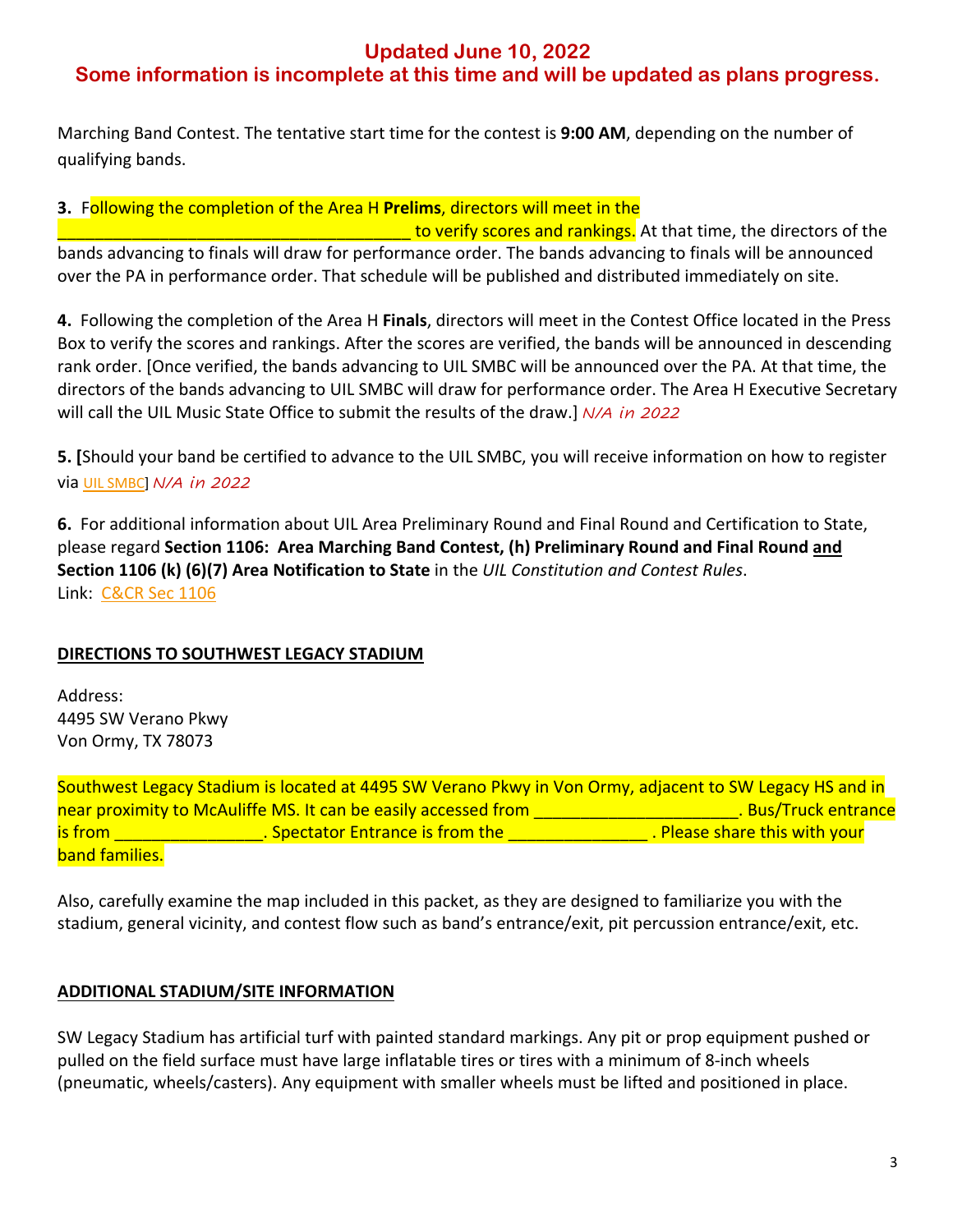**Updated June 10, 2022**
**Some information is incomplete at this time and will be updated as plans progress.**

Marching Band Contest. The tentative start time for the contest is **9:00 AM**, depending on the number of qualifying bands.

**3.** Following the completion of the Area H **Prelims**, directors will meet in the ______________________________________ to verify scores and rankings. At that time, the directors of the bands advancing to finals will draw for performance order. The bands advancing to finals will be announced over the PA in performance order. That schedule will be published and distributed immediately on site.

**4.** Following the completion of the Area H **Finals**, directors will meet in the Contest Office located in the Press Box to verify the scores and rankings. After the scores are verified, the bands will be announced in descending rank order. [Once verified, the bands advancing to UIL SMBC will be announced over the PA. At that time, the directors of the bands advancing to UIL SMBC will draw for performance order. The Area H Executive Secretary will call the UIL Music State Office to submit the results of the draw.] *N/A in 2022*

**5. [**Should your band be certified to advance to the UIL SMBC, you will receive information on how to register via UIL SMBC] *N/A in 2022*

**6.** For additional information about UIL Area Preliminary Round and Final Round and Certification to State, please regard **Section 1106: Area Marching Band Contest, (h) Preliminary Round and Final Round and Section 1106 (k) (6)(7) Area Notification to State** in the *UIL Constitution and Contest Rules*.
Link: C&CR Sec 1106

## DIRECTIONS TO SOUTHWEST LEGACY STADIUM

Address:
4495 SW Verano Pkwy
Von Ormy, TX 78073

Southwest Legacy Stadium is located at 4495 SW Verano Pkwy in Von Ormy, adjacent to SW Legacy HS and in near proximity to McAuliffe MS. It can be easily accessed from ______________________. Bus/Truck entrance is from ________________. Spectator Entrance is from the _______________ . Please share this with your band families.

Also, carefully examine the map included in this packet, as they are designed to familiarize you with the stadium, general vicinity, and contest flow such as band's entrance/exit, pit percussion entrance/exit, etc.

## ADDITIONAL STADIUM/SITE INFORMATION

SW Legacy Stadium has artificial turf with painted standard markings. Any pit or prop equipment pushed or pulled on the field surface must have large inflatable tires or tires with a minimum of 8-inch wheels (pneumatic, wheels/casters). Any equipment with smaller wheels must be lifted and positioned in place.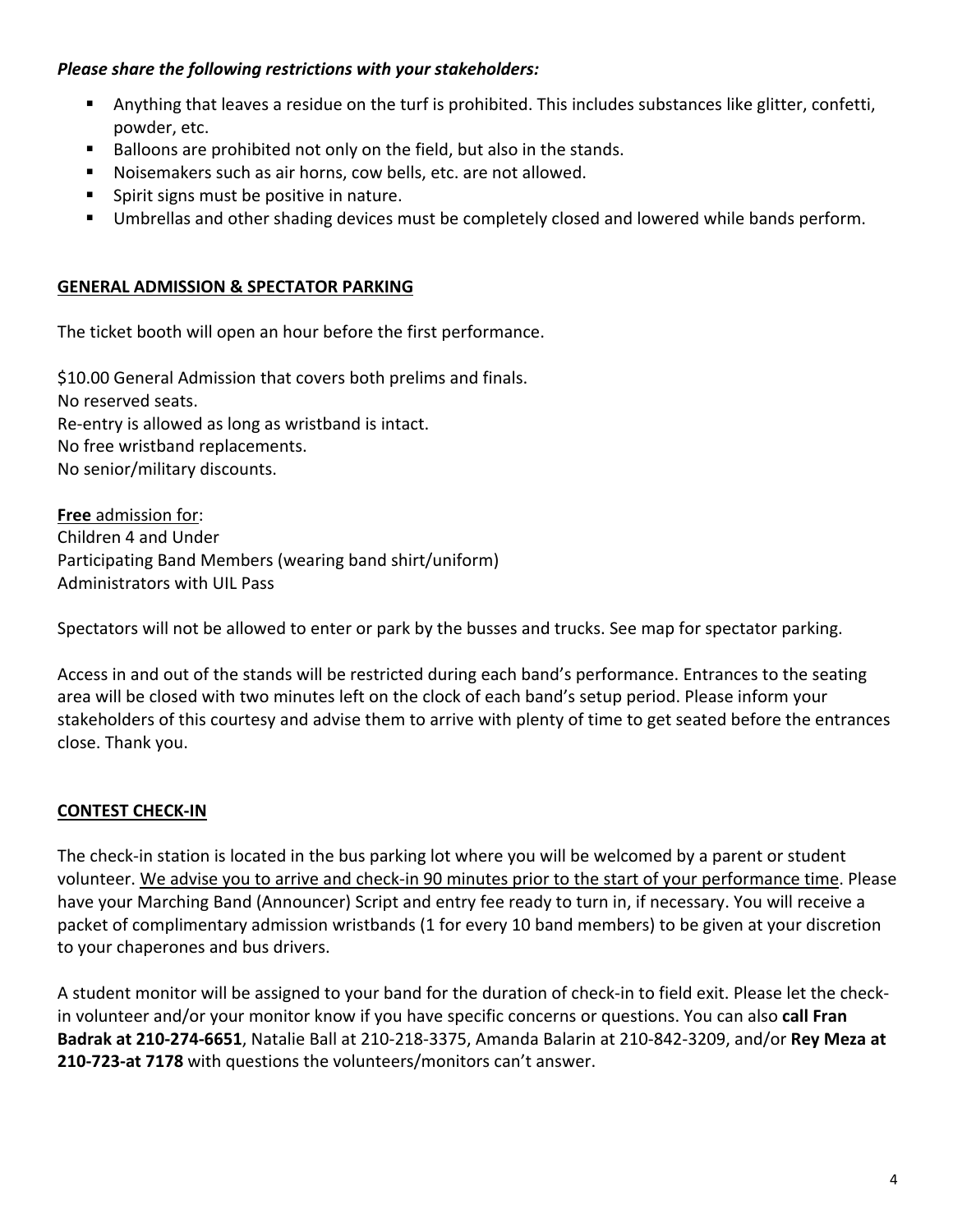***Please share the following restrictions with your stakeholders:***

- Anything that leaves a residue on the turf is prohibited. This includes substances like glitter, confetti, powder, etc.
- Balloons are prohibited not only on the field, but also in the stands.
- Noisemakers such as air horns, cow bells, etc. are not allowed.
- Spirit signs must be positive in nature.
- Umbrellas and other shading devices must be completely closed and lowered while bands perform.

## GENERAL ADMISSION & SPECTATOR PARKING

The ticket booth will open an hour before the first performance.

$10.00 General Admission that covers both prelims and finals.
No reserved seats.
Re-entry is allowed as long as wristband is intact.
No free wristband replacements.
No senior/military discounts.

**Free** admission for:
Children 4 and Under
Participating Band Members (wearing band shirt/uniform)
Administrators with UIL Pass

Spectators will not be allowed to enter or park by the busses and trucks. See map for spectator parking.

Access in and out of the stands will be restricted during each band's performance. Entrances to the seating area will be closed with two minutes left on the clock of each band's setup period. Please inform your stakeholders of this courtesy and advise them to arrive with plenty of time to get seated before the entrances close. Thank you.

## CONTEST CHECK-IN

The check-in station is located in the bus parking lot where you will be welcomed by a parent or student volunteer. We advise you to arrive and check-in 90 minutes prior to the start of your performance time. Please have your Marching Band (Announcer) Script and entry fee ready to turn in, if necessary. You will receive a packet of complimentary admission wristbands (1 for every 10 band members) to be given at your discretion to your chaperones and bus drivers.

A student monitor will be assigned to your band for the duration of check-in to field exit. Please let the check-in volunteer and/or your monitor know if you have specific concerns or questions. You can also **call Fran Badrak at 210-274-6651**, Natalie Ball at 210-218-3375, Amanda Balarin at 210-842-3209, and/or **Rey Meza at 210-723-at 7178** with questions the volunteers/monitors can't answer.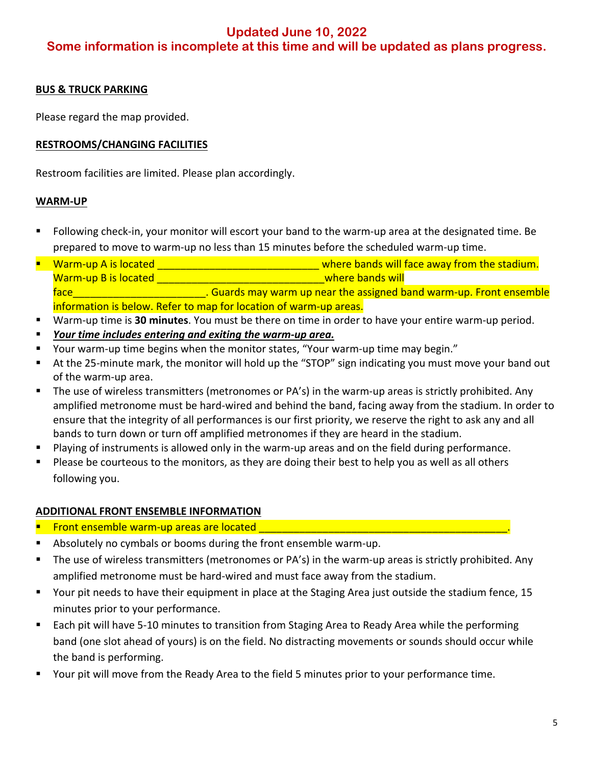**Updated June 10, 2022**
**Some information is incomplete at this time and will be updated as plans progress.**

## BUS & TRUCK PARKING

Please regard the map provided.

## RESTROOMS/CHANGING FACILITIES

Restroom facilities are limited. Please plan accordingly.

## WARM-UP

- Following check-in, your monitor will escort your band to the warm-up area at the designated time. Be prepared to move to warm-up no less than 15 minutes before the scheduled warm-up time.
- Warm-up A is located ___________________________ where bands will face away from the stadium. Warm-up B is located _____________________________ where bands will face______________________. Guards may warm up near the assigned band warm-up. Front ensemble information is below. Refer to map for location of warm-up areas.
- Warm-up time is **30 minutes**. You must be there on time in order to have your entire warm-up period.
- ***Your time includes entering and exiting the warm-up area.***
- Your warm-up time begins when the monitor states, "Your warm-up time may begin."
- At the 25-minute mark, the monitor will hold up the "STOP" sign indicating you must move your band out of the warm-up area.
- The use of wireless transmitters (metronomes or PA's) in the warm-up areas is strictly prohibited. Any amplified metronome must be hard-wired and behind the band, facing away from the stadium. In order to ensure that the integrity of all performances is our first priority, we reserve the right to ask any and all bands to turn down or turn off amplified metronomes if they are heard in the stadium.
- Playing of instruments is allowed only in the warm-up areas and on the field during performance.
- Please be courteous to the monitors, as they are doing their best to help you as well as all others following you.

## ADDITIONAL FRONT ENSEMBLE INFORMATION

- Front ensemble warm-up areas are located ___________________________________________.
- Absolutely no cymbals or booms during the front ensemble warm-up.
- The use of wireless transmitters (metronomes or PA's) in the warm-up areas is strictly prohibited. Any amplified metronome must be hard-wired and must face away from the stadium.
- Your pit needs to have their equipment in place at the Staging Area just outside the stadium fence, 15 minutes prior to your performance.
- Each pit will have 5-10 minutes to transition from Staging Area to Ready Area while the performing band (one slot ahead of yours) is on the field. No distracting movements or sounds should occur while the band is performing.
- Your pit will move from the Ready Area to the field 5 minutes prior to your performance time.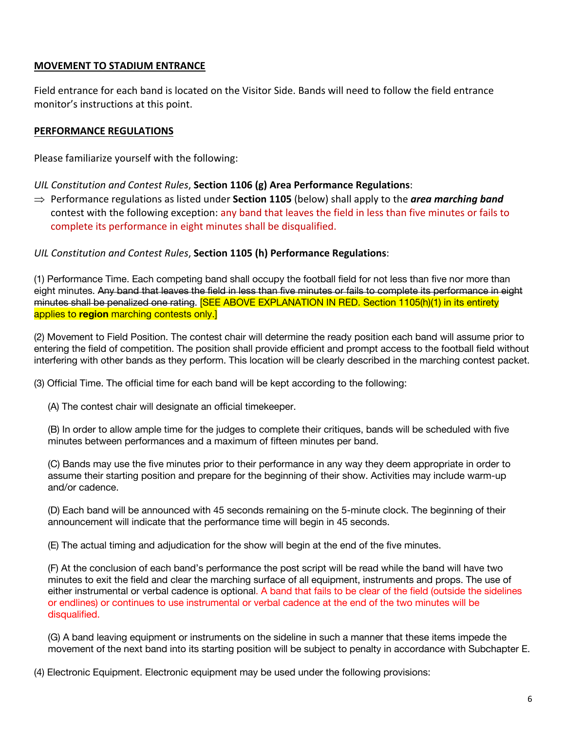**MOVEMENT TO STADIUM ENTRANCE**

Field entrance for each band is located on the Visitor Side. Bands will need to follow the field entrance monitor's instructions at this point.

**PERFORMANCE REGULATIONS**

Please familiarize yourself with the following:

*UIL Constitution and Contest Rules*, **Section 1106 (g) Area Performance Regulations**:

⇒ Performance regulations as listed under **Section 1105** (below) shall apply to the ***area marching band*** contest with the following exception: any band that leaves the field in less than five minutes or fails to complete its performance in eight minutes shall be disqualified.

*UIL Constitution and Contest Rules*, **Section 1105 (h) Performance Regulations**:

(1) Performance Time. Each competing band shall occupy the football field for not less than five nor more than eight minutes. ~~Any band that leaves the field in less than five minutes or fails to complete its performance in eight minutes shall be penalized one rating.~~ [SEE ABOVE EXPLANATION IN RED. Section 1105(h)(1) in its entirety applies to **region** marching contests only.]

(2) Movement to Field Position. The contest chair will determine the ready position each band will assume prior to entering the field of competition. The position shall provide efficient and prompt access to the football field without interfering with other bands as they perform. This location will be clearly described in the marching contest packet.

(3) Official Time. The official time for each band will be kept according to the following:

(A) The contest chair will designate an official timekeeper.

(B) In order to allow ample time for the judges to complete their critiques, bands will be scheduled with five minutes between performances and a maximum of fifteen minutes per band.

(C) Bands may use the five minutes prior to their performance in any way they deem appropriate in order to assume their starting position and prepare for the beginning of their show. Activities may include warm-up and/or cadence.

(D) Each band will be announced with 45 seconds remaining on the 5-minute clock. The beginning of their announcement will indicate that the performance time will begin in 45 seconds.

(E) The actual timing and adjudication for the show will begin at the end of the five minutes.

(F) At the conclusion of each band's performance the post script will be read while the band will have two minutes to exit the field and clear the marching surface of all equipment, instruments and props. The use of either instrumental or verbal cadence is optional. A band that fails to be clear of the field (outside the sidelines or endlines) or continues to use instrumental or verbal cadence at the end of the two minutes will be disqualified.

(G) A band leaving equipment or instruments on the sideline in such a manner that these items impede the movement of the next band into its starting position will be subject to penalty in accordance with Subchapter E.

(4) Electronic Equipment. Electronic equipment may be used under the following provisions: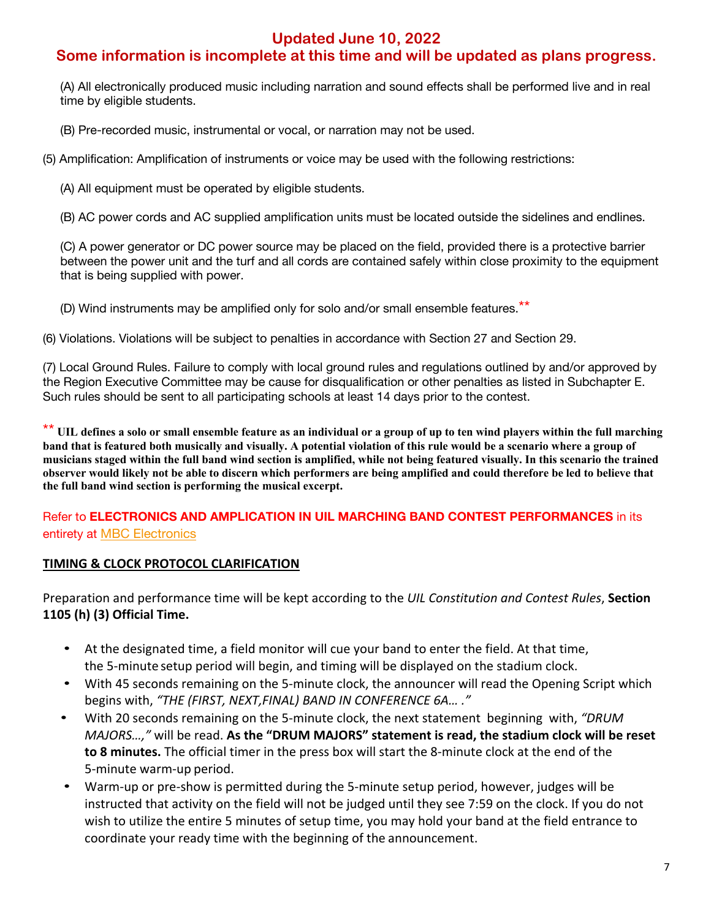**Updated June 10, 2022**
**Some information is incomplete at this time and will be updated as plans progress.**

(A) All electronically produced music including narration and sound effects shall be performed live and in real time by eligible students.

(B) Pre-recorded music, instrumental or vocal, or narration may not be used.

(5) Amplification: Amplification of instruments or voice may be used with the following restrictions:

(A) All equipment must be operated by eligible students.

(B) AC power cords and AC supplied amplification units must be located outside the sidelines and endlines.

(C) A power generator or DC power source may be placed on the field, provided there is a protective barrier between the power unit and the turf and all cords are contained safely within close proximity to the equipment that is being supplied with power.

(D) Wind instruments may be amplified only for solo and/or small ensemble features.**

(6) Violations. Violations will be subject to penalties in accordance with Section 27 and Section 29.

(7) Local Ground Rules. Failure to comply with local ground rules and regulations outlined by and/or approved by the Region Executive Committee may be cause for disqualification or other penalties as listed in Subchapter E. Such rules should be sent to all participating schools at least 14 days prior to the contest.

** **UIL defines a solo or small ensemble feature as an individual or a group of up to ten wind players within the full marching band that is featured both musically and visually. A potential violation of this rule would be a scenario where a group of musicians staged within the full band wind section is amplified, while not being featured visually. In this scenario the trained observer would likely not be able to discern which performers are being amplified and could therefore be led to believe that the full band wind section is performing the musical excerpt.**

Refer to **ELECTRONICS AND AMPLICATION IN UIL MARCHING BAND CONTEST PERFORMANCES** in its entirety at MBC Electronics

## TIMING & CLOCK PROTOCOL CLARIFICATION

Preparation and performance time will be kept according to the *UIL Constitution and Contest Rules*, **Section 1105 (h) (3) Official Time.**

- At the designated time, a field monitor will cue your band to enter the field. At that time, the 5-minute setup period will begin, and timing will be displayed on the stadium clock.
- With 45 seconds remaining on the 5-minute clock, the announcer will read the Opening Script which begins with, *"THE (FIRST, NEXT,FINAL) BAND IN CONFERENCE 6A… ."*
- With 20 seconds remaining on the 5-minute clock, the next statement beginning with, *"DRUM MAJORS…,"* will be read. **As the "DRUM MAJORS" statement is read, the stadium clock will be reset to 8 minutes.** The official timer in the press box will start the 8-minute clock at the end of the 5-minute warm-up period.
- Warm-up or pre-show is permitted during the 5-minute setup period, however, judges will be instructed that activity on the field will not be judged until they see 7:59 on the clock. If you do not wish to utilize the entire 5 minutes of setup time, you may hold your band at the field entrance to coordinate your ready time with the beginning of the announcement.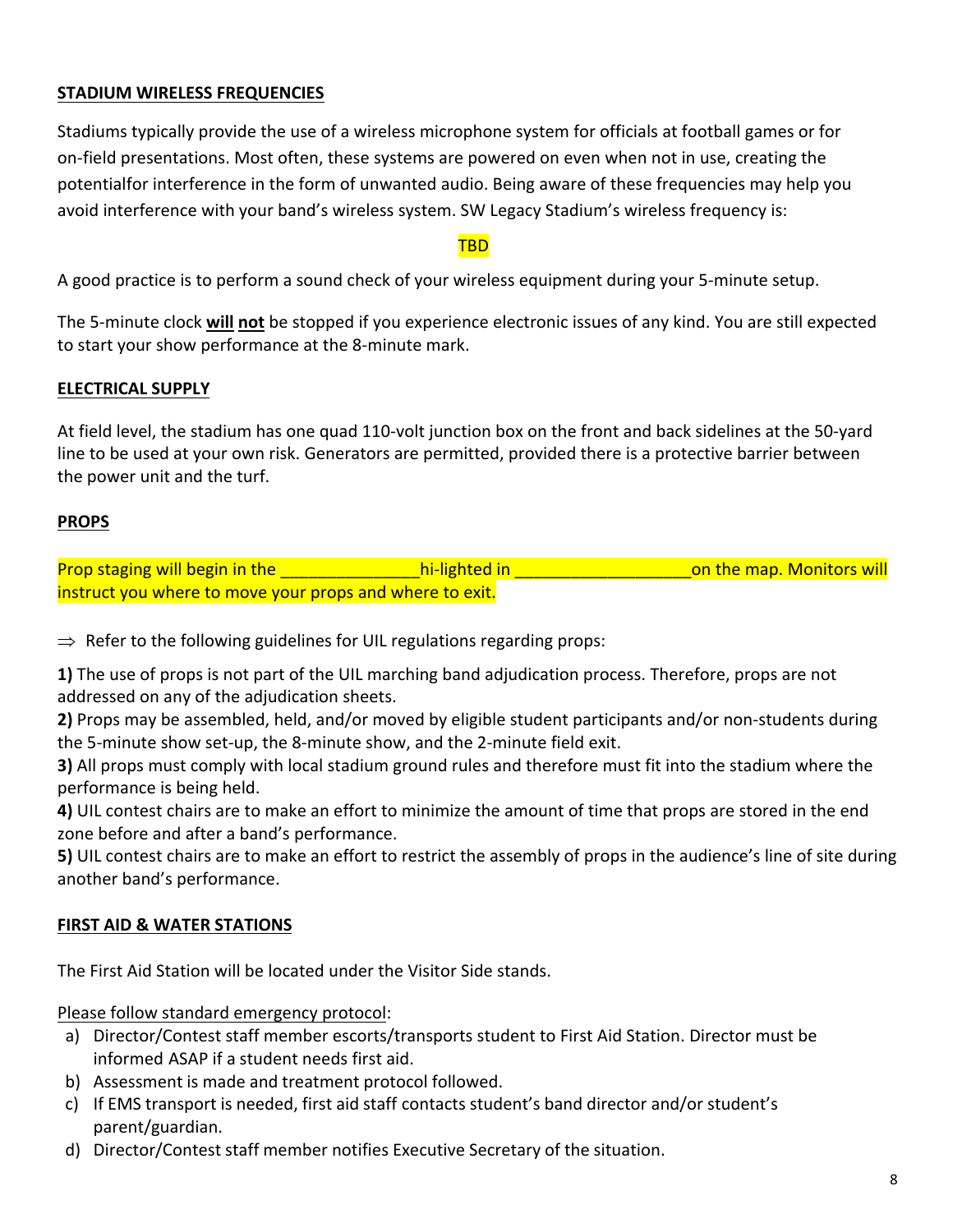## STADIUM WIRELESS FREQUENCIES

Stadiums typically provide the use of a wireless microphone system for officials at football games or for on-field presentations. Most often, these systems are powered on even when not in use, creating the potentialfor interference in the form of unwanted audio. Being aware of these frequencies may help you avoid interference with your band's wireless system. SW Legacy Stadium's wireless frequency is:

TBD

A good practice is to perform a sound check of your wireless equipment during your 5-minute setup.

The 5-minute clock **will not** be stopped if you experience electronic issues of any kind. You are still expected to start your show performance at the 8-minute mark.

## ELECTRICAL SUPPLY

At field level, the stadium has one quad 110-volt junction box on the front and back sidelines at the 50-yard line to be used at your own risk. Generators are permitted, provided there is a protective barrier between the power unit and the turf.

## PROPS

Prop staging will begin in the ______________hi-lighted in __________________on the map. Monitors will instruct you where to move your props and where to exit.

⇒ Refer to the following guidelines for UIL regulations regarding props:

**1)** The use of props is not part of the UIL marching band adjudication process. Therefore, props are not addressed on any of the adjudication sheets.
**2)** Props may be assembled, held, and/or moved by eligible student participants and/or non-students during the 5-minute show set-up, the 8-minute show, and the 2-minute field exit.
**3)** All props must comply with local stadium ground rules and therefore must fit into the stadium where the performance is being held.
**4)** UIL contest chairs are to make an effort to minimize the amount of time that props are stored in the end zone before and after a band's performance.
**5)** UIL contest chairs are to make an effort to restrict the assembly of props in the audience's line of site during another band's performance.

## FIRST AID & WATER STATIONS

The First Aid Station will be located under the Visitor Side stands.

Please follow standard emergency protocol:

a) Director/Contest staff member escorts/transports student to First Aid Station. Director must be informed ASAP if a student needs first aid.
b) Assessment is made and treatment protocol followed.
c) If EMS transport is needed, first aid staff contacts student's band director and/or student's parent/guardian.
d) Director/Contest staff member notifies Executive Secretary of the situation.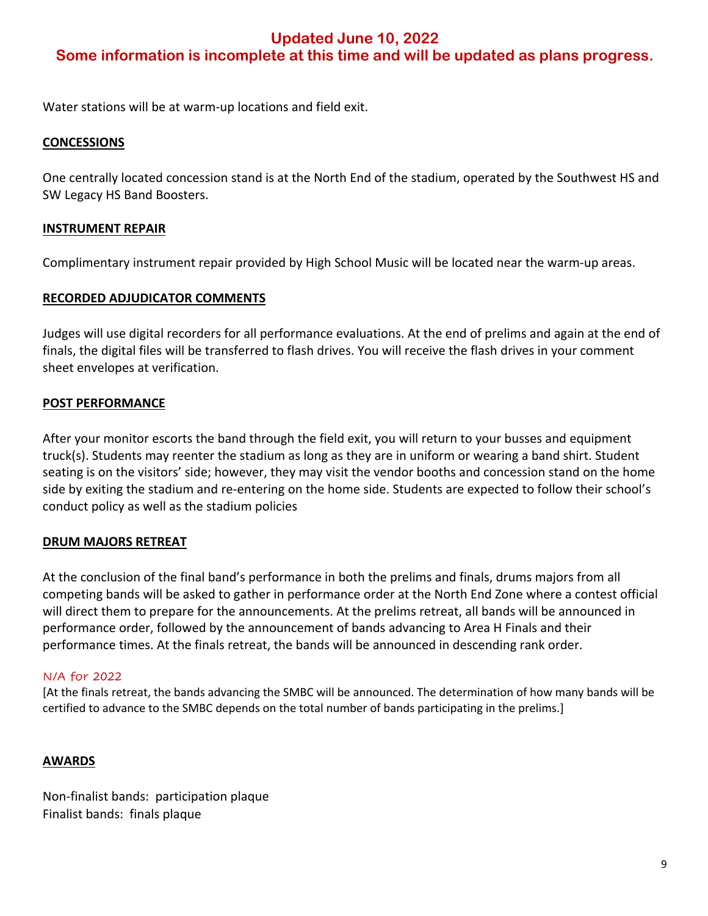**Updated June 10, 2022**
**Some information is incomplete at this time and will be updated as plans progress.**

Water stations will be at warm-up locations and field exit.

## CONCESSIONS

One centrally located concession stand is at the North End of the stadium, operated by the Southwest HS and SW Legacy HS Band Boosters.

## INSTRUMENT REPAIR

Complimentary instrument repair provided by High School Music will be located near the warm-up areas.

## RECORDED ADJUDICATOR COMMENTS

Judges will use digital recorders for all performance evaluations. At the end of prelims and again at the end of finals, the digital files will be transferred to flash drives. You will receive the flash drives in your comment sheet envelopes at verification.

## POST PERFORMANCE

After your monitor escorts the band through the field exit, you will return to your busses and equipment truck(s). Students may reenter the stadium as long as they are in uniform or wearing a band shirt. Student seating is on the visitors' side; however, they may visit the vendor booths and concession stand on the home side by exiting the stadium and re-entering on the home side. Students are expected to follow their school's conduct policy as well as the stadium policies

## DRUM MAJORS RETREAT

At the conclusion of the final band's performance in both the prelims and finals, drums majors from all competing bands will be asked to gather in performance order at the North End Zone where a contest official will direct them to prepare for the announcements. At the prelims retreat, all bands will be announced in performance order, followed by the announcement of bands advancing to Area H Finals and their performance times. At the finals retreat, the bands will be announced in descending rank order.

*N/A for 2022*

[At the finals retreat, the bands advancing the SMBC will be announced. The determination of how many bands will be certified to advance to the SMBC depends on the total number of bands participating in the prelims.]

## AWARDS

Non-finalist bands: participation plaque
Finalist bands: finals plaque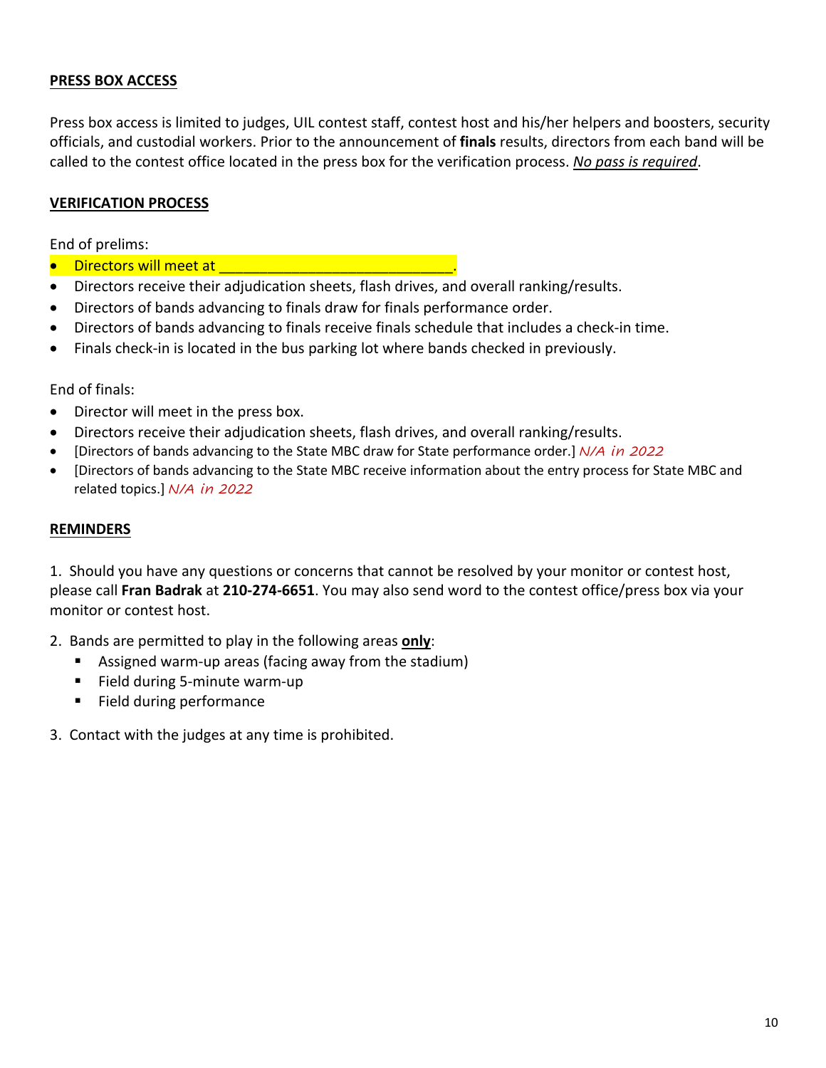**PRESS BOX ACCESS**

Press box access is limited to judges, UIL contest staff, contest host and his/her helpers and boosters, security officials, and custodial workers. Prior to the announcement of **finals** results, directors from each band will be called to the contest office located in the press box for the verification process. ***No pass is required***.

**VERIFICATION PROCESS**

End of prelims:

- Directors will meet at ____________________________.
- Directors receive their adjudication sheets, flash drives, and overall ranking/results.
- Directors of bands advancing to finals draw for finals performance order.
- Directors of bands advancing to finals receive finals schedule that includes a check-in time.
- Finals check-in is located in the bus parking lot where bands checked in previously.

End of finals:

- Director will meet in the press box.
- Directors receive their adjudication sheets, flash drives, and overall ranking/results.
- [Directors of bands advancing to the State MBC draw for State performance order.] *N/A in 2022*
- [Directors of bands advancing to the State MBC receive information about the entry process for State MBC and related topics.] *N/A in 2022*

**REMINDERS**

1. Should you have any questions or concerns that cannot be resolved by your monitor or contest host, please call **Fran Badrak** at **210-274-6651**. You may also send word to the contest office/press box via your monitor or contest host.

2. Bands are permitted to play in the following areas **only**:
   - Assigned warm-up areas (facing away from the stadium)
   - Field during 5-minute warm-up
   - Field during performance

3. Contact with the judges at any time is prohibited.